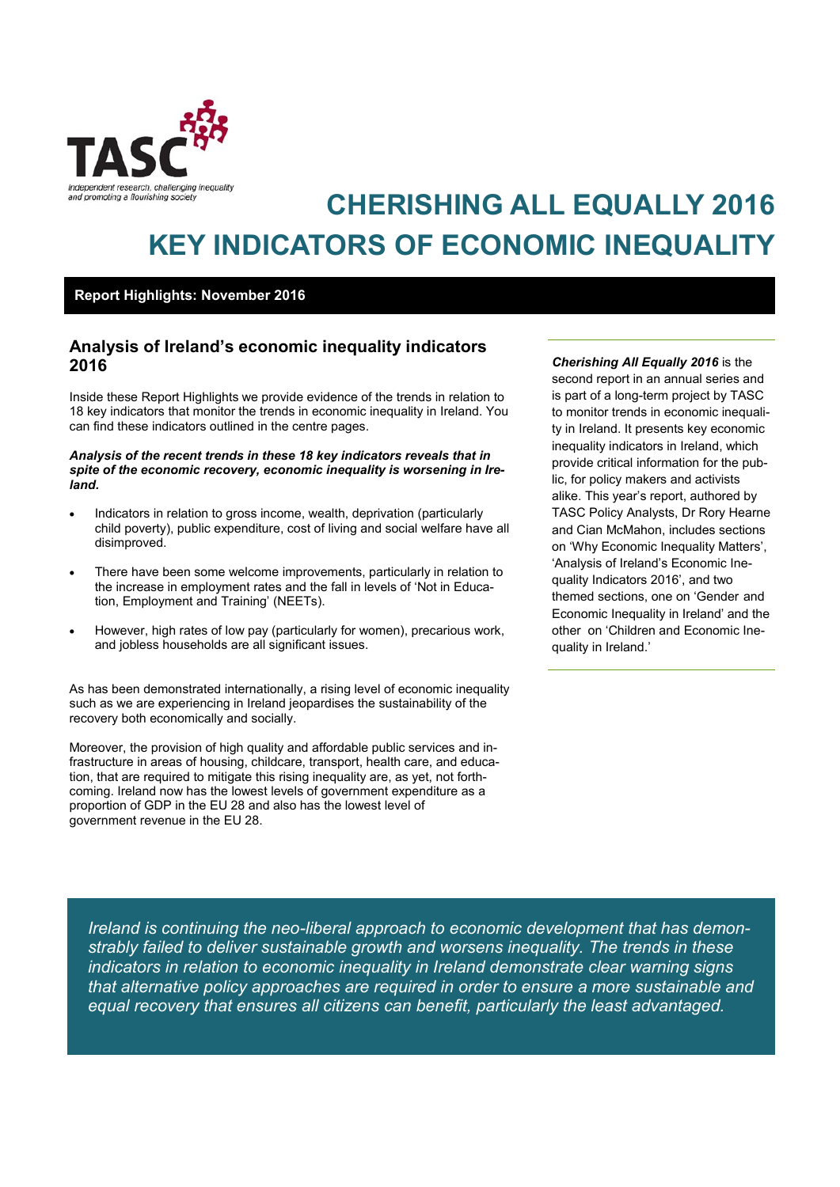TASC

*Independent research, challenging inequality and promoting a flourishing society*

# CHERISHING ALL EQUALLY 2016
# KEY INDICATORS OF ECONOMIC INEQUALITY

**Report Highlights: November 2016**

## Analysis of Ireland's economic inequality indicators 2016

Inside these Report Highlights we provide evidence of the trends in relation to 18 key indicators that monitor the trends in economic inequality in Ireland. You can find these indicators outlined in the centre pages.

***Analysis of the recent trends in these 18 key indicators reveals that in spite of the economic recovery, economic inequality is worsening in Ireland.***

- Indicators in relation to gross income, wealth, deprivation (particularly child poverty), public expenditure, cost of living and social welfare have all disimproved.
- There have been some welcome improvements, particularly in relation to the increase in employment rates and the fall in levels of 'Not in Education, Employment and Training' (NEETs).
- However, high rates of low pay (particularly for women), precarious work, and jobless households are all significant issues.

As has been demonstrated internationally, a rising level of economic inequality such as we are experiencing in Ireland jeopardises the sustainability of the recovery both economically and socially.

Moreover, the provision of high quality and affordable public services and infrastructure in areas of housing, childcare, transport, health care, and education, that are required to mitigate this rising inequality are, as yet, not forthcoming. Ireland now has the lowest levels of government expenditure as a proportion of GDP in the EU 28 and also has the lowest level of government revenue in the EU 28.

***Cherishing All Equally 2016*** is the second report in an annual series and is part of a long-term project by TASC to monitor trends in economic inequality in Ireland. It presents key economic inequality indicators in Ireland, which provide critical information for the public, for policy makers and activists alike. This year's report, authored by TASC Policy Analysts, Dr Rory Hearne and Cian McMahon, includes sections on 'Why Economic Inequality Matters', 'Analysis of Ireland's Economic Inequality Indicators 2016', and two themed sections, one on 'Gender and Economic Inequality in Ireland' and the other on 'Children and Economic Inequality in Ireland.'

*Ireland is continuing the neo-liberal approach to economic development that has demonstrably failed to deliver sustainable growth and worsens inequality. The trends in these indicators in relation to economic inequality in Ireland demonstrate clear warning signs that alternative policy approaches are required in order to ensure a more sustainable and equal recovery that ensures all citizens can benefit, particularly the least advantaged.*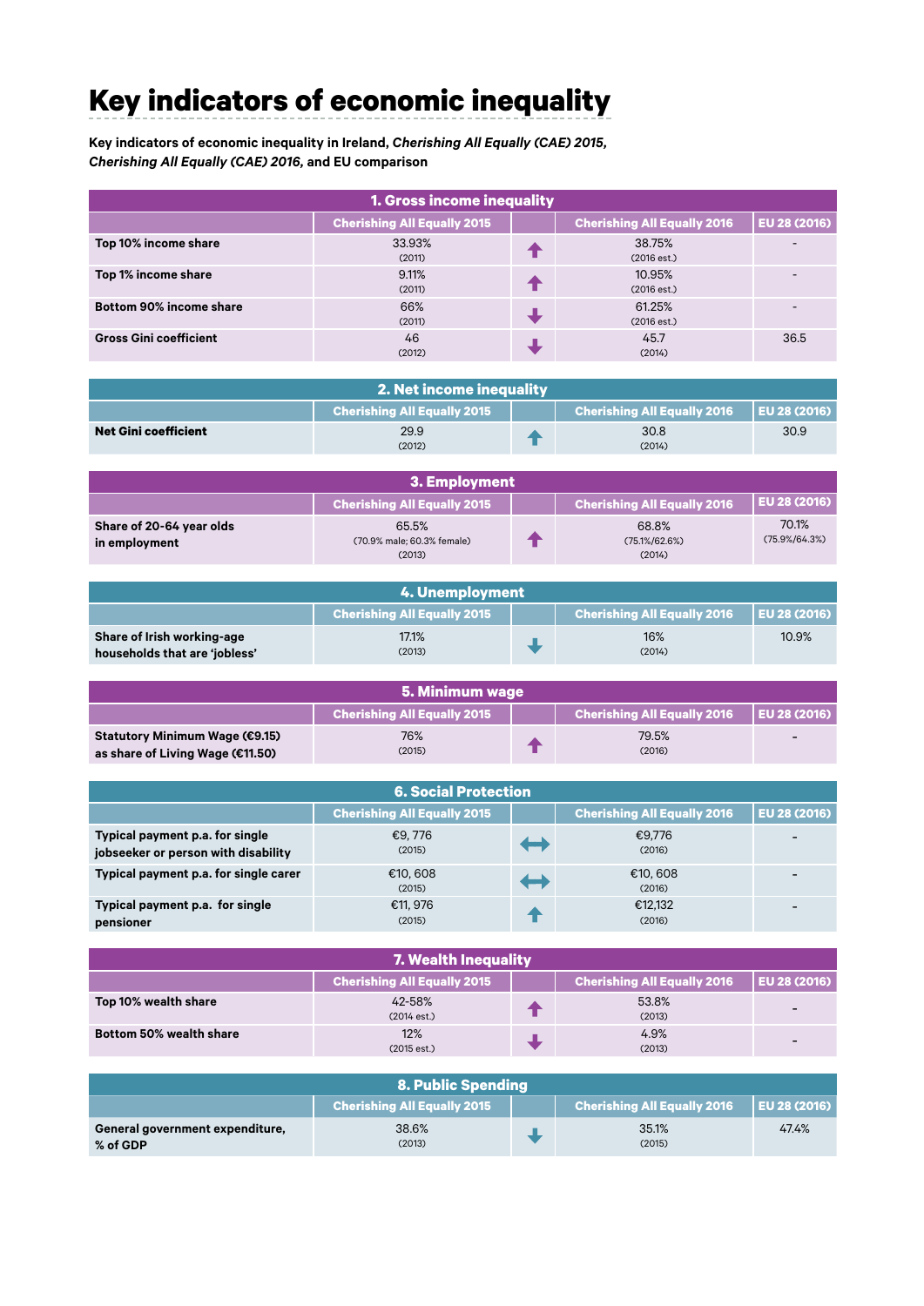# Key indicators of economic inequality

**Key indicators of economic inequality in Ireland, *Cherishing All Equally (CAE) 2015*, *Cherishing All Equally (CAE) 2016*, and EU comparison**

| 1. Gross income inequality | | | | |
|---|---|---|---|---|
| | Cherishing All Equally 2015 | | Cherishing All Equally 2016 | EU 28 (2016) |
| **Top 10% income share** | 33.93% (2011) | ↑ | 38.75% (2016 est.) | - |
| **Top 1% income share** | 9.11% (2011) | ↑ | 10.95% (2016 est.) | - |
| **Bottom 90% income share** | 66% (2011) | ↓ | 61.25% (2016 est.) | - |
| **Gross Gini coefficient** | 46 (2012) | ↓ | 45.7 (2014) | 36.5 |

| 2. Net income inequality | | | | |
|---|---|---|---|---|
| | Cherishing All Equally 2015 | | Cherishing All Equally 2016 | EU 28 (2016) |
| **Net Gini coefficient** | 29.9 (2012) | ↑ | 30.8 (2014) | 30.9 |

| 3. Employment | | | | |
|---|---|---|---|---|
| | Cherishing All Equally 2015 | | Cherishing All Equally 2016 | EU 28 (2016) |
| **Share of 20-64 year olds in employment** | 65.5% (70.9% male; 60.3% female) (2013) | ↑ | 68.8% (75.1%/62.6%) (2014) | 70.1% (75.9%/64.3%) |

| 4. Unemployment | | | | |
|---|---|---|---|---|
| | Cherishing All Equally 2015 | | Cherishing All Equally 2016 | EU 28 (2016) |
| **Share of Irish working-age households that are 'jobless'** | 17.1% (2013) | ↓ | 16% (2014) | 10.9% |

| 5. Minimum wage | | | | |
|---|---|---|---|---|
| | Cherishing All Equally 2015 | | Cherishing All Equally 2016 | EU 28 (2016) |
| **Statutory Minimum Wage (€9.15) as share of Living Wage (€11.50)** | 76% (2015) | ↑ | 79.5% (2016) | - |

| 6. Social Protection | | | | |
|---|---|---|---|---|
| | Cherishing All Equally 2015 | | Cherishing All Equally 2016 | EU 28 (2016) |
| **Typical payment p.a. for single jobseeker or person with disability** | €9, 776 (2015) | ↔ | €9,776 (2016) | - |
| **Typical payment p.a. for single carer** | €10, 608 (2015) | ↔ | €10, 608 (2016) | - |
| **Typical payment p.a. for single pensioner** | €11, 976 (2015) | ↑ | €12,132 (2016) | - |

| 7. Wealth Inequality | | | | |
|---|---|---|---|---|
| | Cherishing All Equally 2015 | | Cherishing All Equally 2016 | EU 28 (2016) |
| **Top 10% wealth share** | 42-58% (2014 est.) | ↑ | 53.8% (2013) | - |
| **Bottom 50% wealth share** | 12% (2015 est.) | ↓ | 4.9% (2013) | - |

| 8. Public Spending | | | | |
|---|---|---|---|---|
| | Cherishing All Equally 2015 | | Cherishing All Equally 2016 | EU 28 (2016) |
| **General government expenditure, % of GDP** | 38.6% (2013) | ↓ | 35.1% (2015) | 47.4% |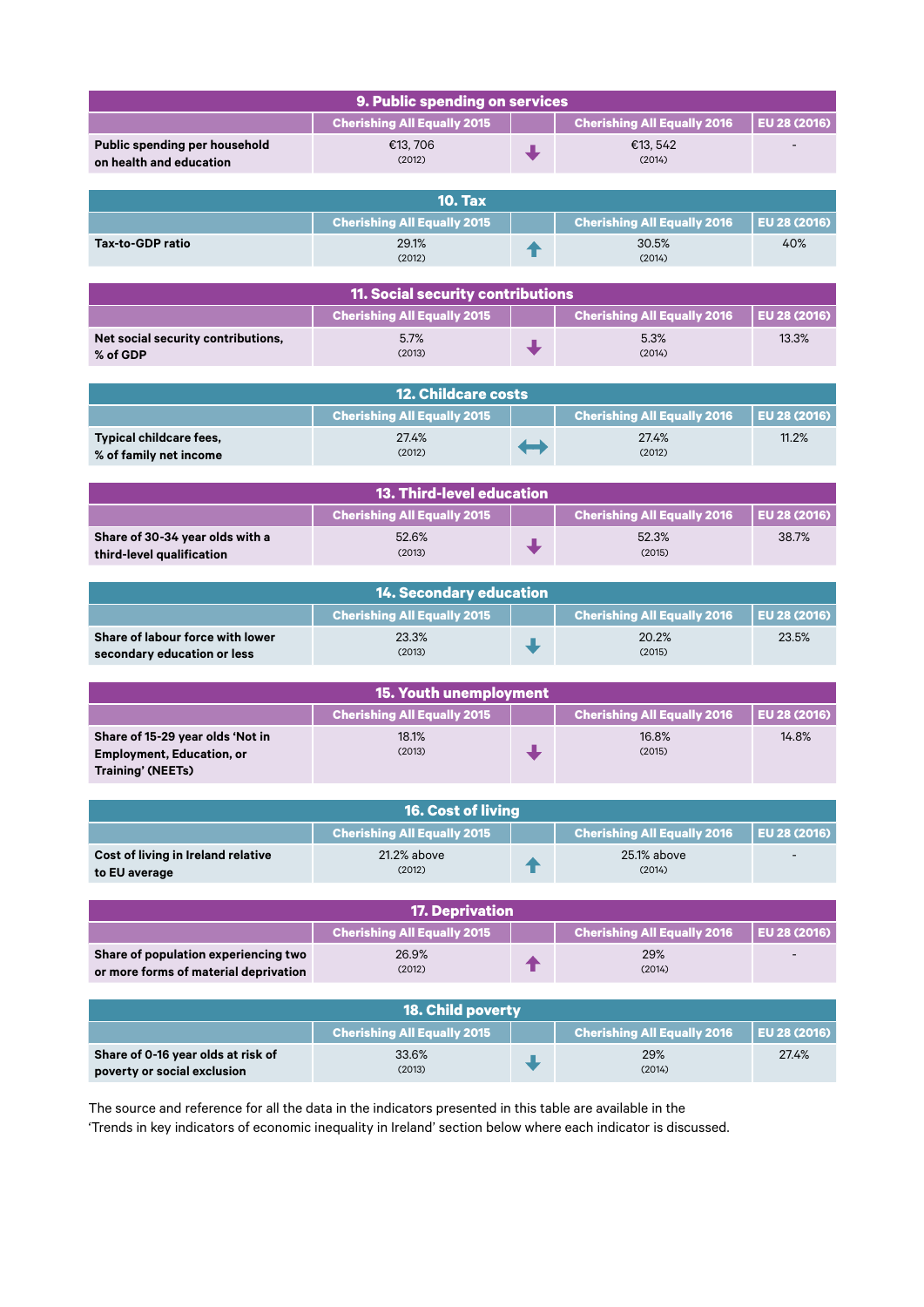| 9. Public spending on services | | | | |
|---|---|---|---|---|
| | Cherishing All Equally 2015 | | Cherishing All Equally 2016 | EU 28 (2016) |
| Public spending per household on health and education | €13, 706 (2012) | ↓ | €13, 542 (2014) | - |

| 10. Tax | | | | |
|---|---|---|---|---|
| | Cherishing All Equally 2015 | | Cherishing All Equally 2016 | EU 28 (2016) |
| Tax-to-GDP ratio | 29.1% (2012) | ↑ | 30.5% (2014) | 40% |

| 11. Social security contributions | | | | |
|---|---|---|---|---|
| | Cherishing All Equally 2015 | | Cherishing All Equally 2016 | EU 28 (2016) |
| Net social security contributions, % of GDP | 5.7% (2013) | ↓ | 5.3% (2014) | 13.3% |

| 12. Childcare costs | | | | |
|---|---|---|---|---|
| | Cherishing All Equally 2015 | | Cherishing All Equally 2016 | EU 28 (2016) |
| Typical childcare fees, % of family net income | 27.4% (2012) | ↔ | 27.4% (2012) | 11.2% |

| 13. Third-level education | | | | |
|---|---|---|---|---|
| | Cherishing All Equally 2015 | | Cherishing All Equally 2016 | EU 28 (2016) |
| Share of 30-34 year olds with a third-level qualification | 52.6% (2013) | ↓ | 52.3% (2015) | 38.7% |

| 14. Secondary education | | | | |
|---|---|---|---|---|
| | Cherishing All Equally 2015 | | Cherishing All Equally 2016 | EU 28 (2016) |
| Share of labour force with lower secondary education or less | 23.3% (2013) | ↓ | 20.2% (2015) | 23.5% |

| 15. Youth unemployment | | | | |
|---|---|---|---|---|
| | Cherishing All Equally 2015 | | Cherishing All Equally 2016 | EU 28 (2016) |
| Share of 15-29 year olds 'Not in Employment, Education, or Training' (NEETs) | 18.1% (2013) | ↓ | 16.8% (2015) | 14.8% |

| 16. Cost of living | | | | |
|---|---|---|---|---|
| | Cherishing All Equally 2015 | | Cherishing All Equally 2016 | EU 28 (2016) |
| Cost of living in Ireland relative to EU average | 21.2% above (2012) | ↑ | 25.1% above (2014) | - |

| 17. Deprivation | | | | |
|---|---|---|---|---|
| | Cherishing All Equally 2015 | | Cherishing All Equally 2016 | EU 28 (2016) |
| Share of population experiencing two or more forms of material deprivation | 26.9% (2012) | ↑ | 29% (2014) | - |

| 18. Child poverty | | | | |
|---|---|---|---|---|
| | Cherishing All Equally 2015 | | Cherishing All Equally 2016 | EU 28 (2016) |
| Share of 0-16 year olds at risk of poverty or social exclusion | 33.6% (2013) | ↓ | 29% (2014) | 27.4% |

The source and reference for all the data in the indicators presented in this table are available in the 'Trends in key indicators of economic inequality in Ireland' section below where each indicator is discussed.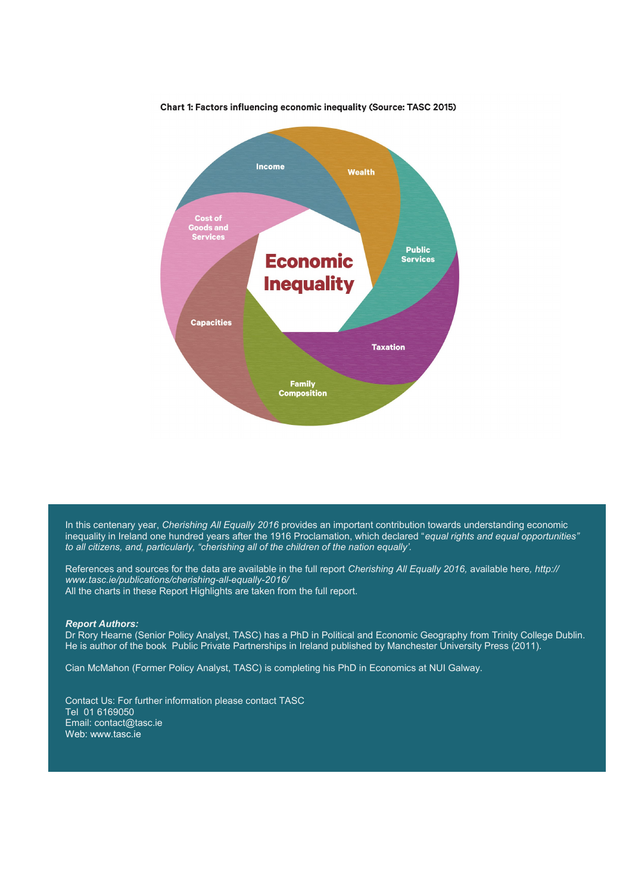**Chart 1: Factors influencing economic inequality (Source: TASC 2015)**

Economic Inequality

Income

Wealth

Public Services

Taxation

Family Composition

Capacities

Cost of Goods and Services

In this centenary year, *Cherishing All Equally 2016* provides an important contribution towards understanding economic inequality in Ireland one hundred years after the 1916 Proclamation, which declared "*equal rights and equal opportunities" to all citizens, and, particularly, "cherishing all of the children of the nation equally'.*

References and sources for the data are available in the full report *Cherishing All Equally 2016,* available here*, http://www.tasc.ie/publications/cherishing-all-equally-2016/*
All the charts in these Report Highlights are taken from the full report.

***Report Authors:***
Dr Rory Hearne (Senior Policy Analyst, TASC) has a PhD in Political and Economic Geography from Trinity College Dublin. He is author of the book Public Private Partnerships in Ireland published by Manchester University Press (2011).

Cian McMahon (Former Policy Analyst, TASC) is completing his PhD in Economics at NUI Galway.

Contact Us: For further information please contact TASC
Tel 01 6169050
Email: contact@tasc.ie
Web: www.tasc.ie